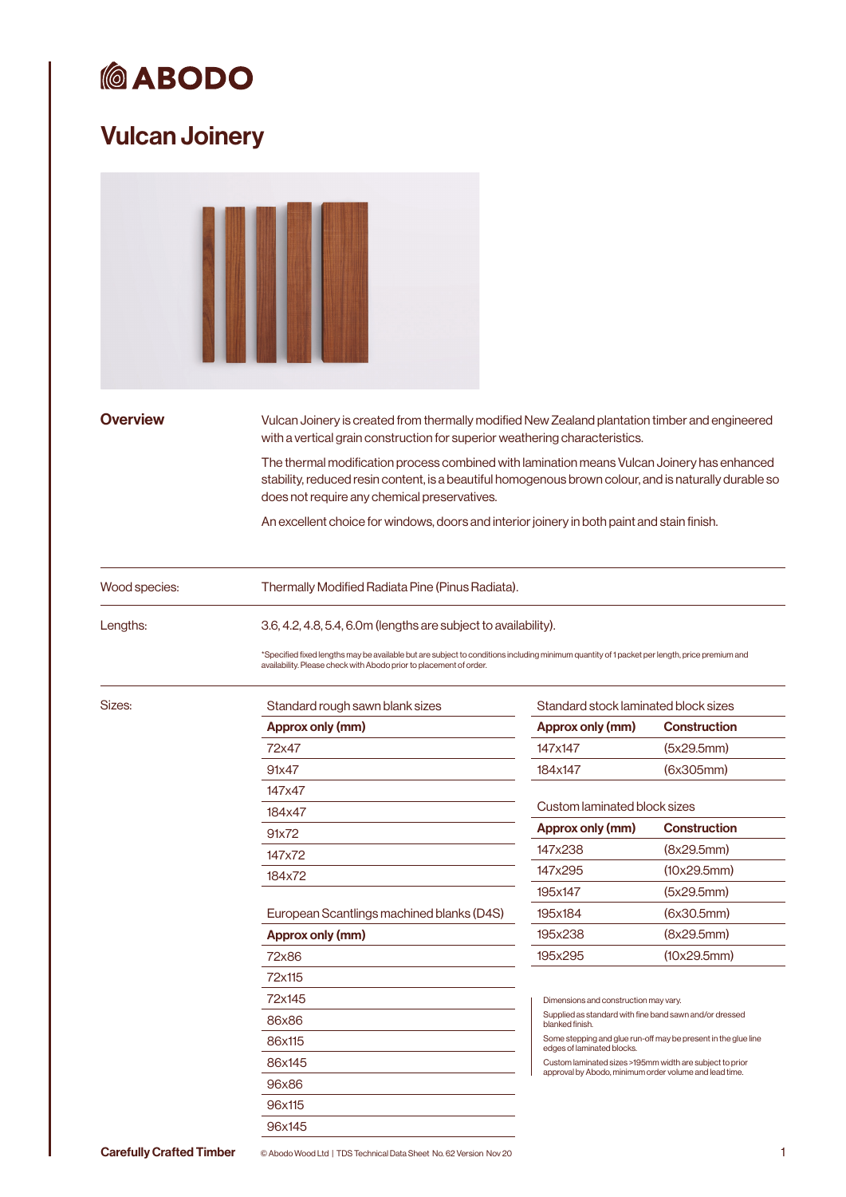# ABODO

## Vulcan Joinery

### Overview

Vulcan Joinery is created from thermally modified New Zealand plantation timber and engineered with a vertical grain construction for superior weathering characteristics.

The thermal modification process combined with lamination means Vulcan Joinery has enhanced stability, reduced resin content, is a beautiful homogenous brown colour, and is naturally durable so does not require any chemical preservatives.

An excellent choice for windows, doors and interior joinery in both paint and stain finish.

| | |
|---|---|
| Wood species: | Thermally Modified Radiata Pine (Pinus Radiata). |
| Lengths: | 3.6, 4.2, 4.8, 5.4, 6.0m (lengths are subject to availability). |

*Specified fixed lengths may be available but are subject to conditions including minimum quantity of 1 packet per length, price premium and availability. Please check with Abodo prior to placement of order.

Sizes:

Standard rough sawn blank sizes

| Approx only (mm) |
|---|
| 72x47 |
| 91x47 |
| 147x47 |
| 184x47 |
| 91x72 |
| 147x72 |
| 184x72 |

European Scantlings machined blanks (D4S)

| Approx only (mm) |
|---|
| 72x86 |
| 72x115 |
| 72x145 |
| 86x86 |
| 86x115 |
| 86x145 |
| 96x86 |
| 96x115 |
| 96x145 |

Standard stock laminated block sizes

| Approx only (mm) | Construction |
|---|---|
| 147x147 | (5x29.5mm) |
| 184x147 | (6x305mm) |

Custom laminated block sizes

| Approx only (mm) | Construction |
|---|---|
| 147x238 | (8x29.5mm) |
| 147x295 | (10x29.5mm) |
| 195x147 | (5x29.5mm) |
| 195x184 | (6x30.5mm) |
| 195x238 | (8x29.5mm) |
| 195x295 | (10x29.5mm) |

Dimensions and construction may vary.

Supplied as standard with fine band sawn and/or dressed blanked finish.

Some stepping and glue run-off may be present in the glue line edges of laminated blocks.

Custom laminated sizes >195mm width are subject to prior approval by Abodo, minimum order volume and lead time.

Carefully Crafted Timber

© Abodo Wood Ltd | TDS Technical Data Sheet No. 62 Version Nov 20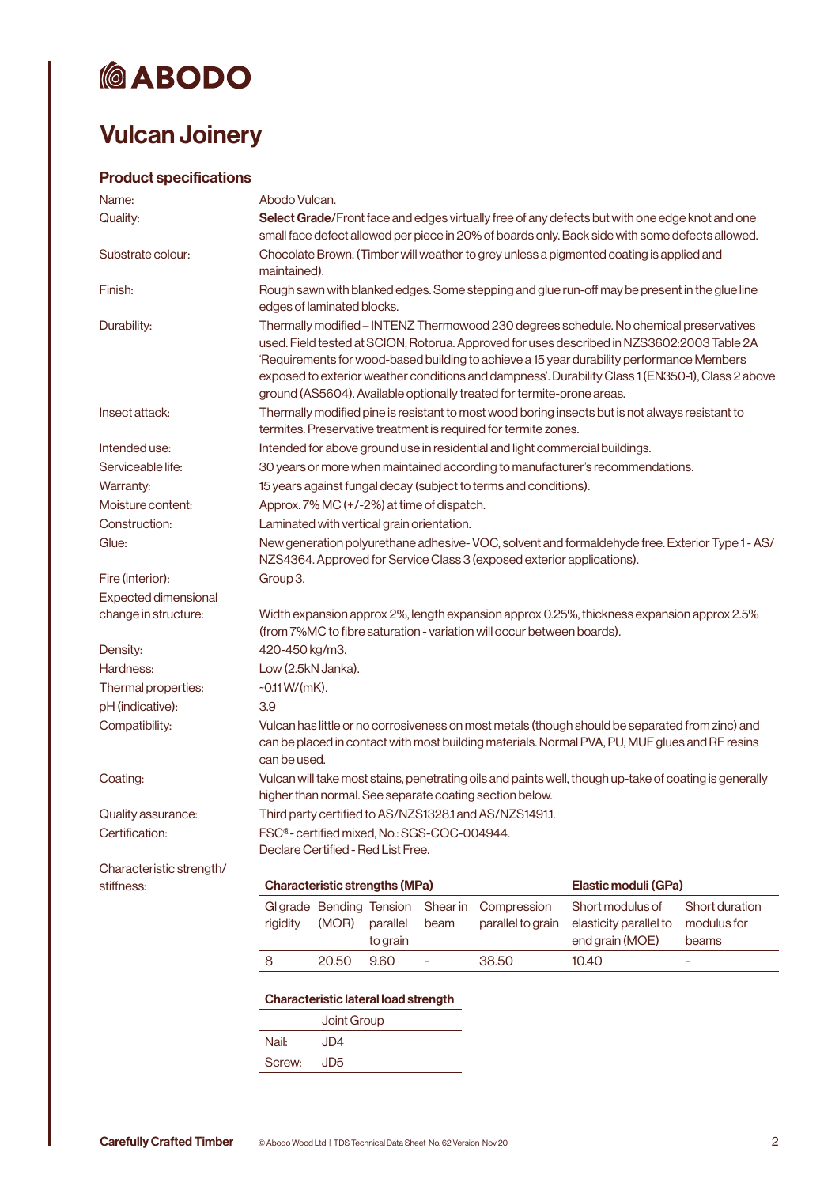# ABODO

# Vulcan Joinery

## Product specifications

| | |
|---|---|
| Name: | Abodo Vulcan. |
| Quality: | **Select Grade**/Front face and edges virtually free of any defects but with one edge knot and one small face defect allowed per piece in 20% of boards only. Back side with some defects allowed. |
| Substrate colour: | Chocolate Brown. (Timber will weather to grey unless a pigmented coating is applied and maintained). |
| Finish: | Rough sawn with blanked edges. Some stepping and glue run-off may be present in the glue line edges of laminated blocks. |
| Durability: | Thermally modified – INTENZ Thermowood 230 degrees schedule. No chemical preservatives used. Field tested at SCION, Rotorua. Approved for uses described in NZS3602:2003 Table 2A 'Requirements for wood-based building to achieve a 15 year durability performance Members exposed to exterior weather conditions and dampness'. Durability Class 1 (EN350-1), Class 2 above ground (AS5604). Available optionally treated for termite-prone areas. |
| Insect attack: | Thermally modified pine is resistant to most wood boring insects but is not always resistant to termites. Preservative treatment is required for termite zones. |
| Intended use: | Intended for above ground use in residential and light commercial buildings. |
| Serviceable life: | 30 years or more when maintained according to manufacturer's recommendations. |
| Warranty: | 15 years against fungal decay (subject to terms and conditions). |
| Moisture content: | Approx. 7% MC (+/-2%) at time of dispatch. |
| Construction: | Laminated with vertical grain orientation. |
| Glue: | New generation polyurethane adhesive- VOC, solvent and formaldehyde free. Exterior Type 1 - AS/NZS4364. Approved for Service Class 3 (exposed exterior applications). |
| Fire (interior): | Group 3. |
| Expected dimensional change in structure: | Width expansion approx 2%, length expansion approx 0.25%, thickness expansion approx 2.5% (from 7%MC to fibre saturation - variation will occur between boards). |
| Density: | 420-450 kg/m3. |
| Hardness: | Low (2.5kN Janka). |
| Thermal properties: | ~0.11 W/(mK). |
| pH (indicative): | 3.9 |
| Compatibility: | Vulcan has little or no corrosiveness on most metals (though should be separated from zinc) and can be placed in contact with most building materials. Normal PVA, PU, MUF glues and RF resins can be used. |
| Coating: | Vulcan will take most stains, penetrating oils and paints well, though up-take of coating is generally higher than normal. See separate coating section below. |
| Quality assurance: | Third party certified to AS/NZS1328.1 and AS/NZS1491.1. |
| Certification: | FSC®- certified mixed, No.: SGS-COC-004944. Declare Certified - Red List Free. |

Characteristic strength/stiffness:

| Characteristic strengths (MPa) | | | | | Elastic moduli (GPa) | |
|---|---|---|---|---|---|---|
| Gl grade rigidity | Bending (MOR) | Tension parallel to grain | Shear in beam | Compression parallel to grain | Short modulus of elasticity parallel to end grain (MOE) | Short duration modulus for beams |
| 8 | 20.50 | 9.60 | - | 38.50 | 10.40 | - |

**Characteristic lateral load strength**

| | Joint Group |
|---|---|
| Nail: | JD4 |
| Screw: | JD5 |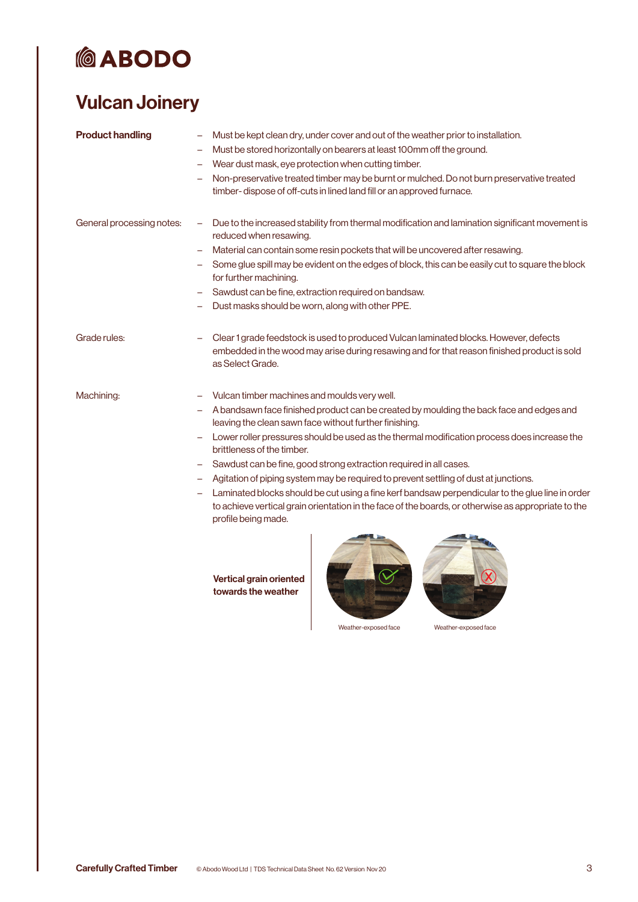ABODO

# Vulcan Joinery

**Product handling**

- Must be kept clean dry, under cover and out of the weather prior to installation.
- Must be stored horizontally on bearers at least 100mm off the ground.
- Wear dust mask, eye protection when cutting timber.
- Non-preservative treated timber may be burnt or mulched. Do not burn preservative treated timber- dispose of off-cuts in lined land fill or an approved furnace.

General processing notes:

- Due to the increased stability from thermal modification and lamination significant movement is reduced when resawing.
- Material can contain some resin pockets that will be uncovered after resawing.
- Some glue spill may be evident on the edges of block, this can be easily cut to square the block for further machining.
- Sawdust can be fine, extraction required on bandsaw.
- Dust masks should be worn, along with other PPE.

Grade rules:

- Clear 1 grade feedstock is used to produced Vulcan laminated blocks. However, defects embedded in the wood may arise during resawing and for that reason finished product is sold as Select Grade.

Machining:

- Vulcan timber machines and moulds very well.
- A bandsawn face finished product can be created by moulding the back face and edges and leaving the clean sawn face without further finishing.
- Lower roller pressures should be used as the thermal modification process does increase the brittleness of the timber.
- Sawdust can be fine, good strong extraction required in all cases.
- Agitation of piping system may be required to prevent settling of dust at junctions.
- Laminated blocks should be cut using a fine kerf bandsaw perpendicular to the glue line in order to achieve vertical grain orientation in the face of the boards, or otherwise as appropriate to the profile being made.

**Vertical grain oriented towards the weather**

Weather-exposed face

Weather-exposed face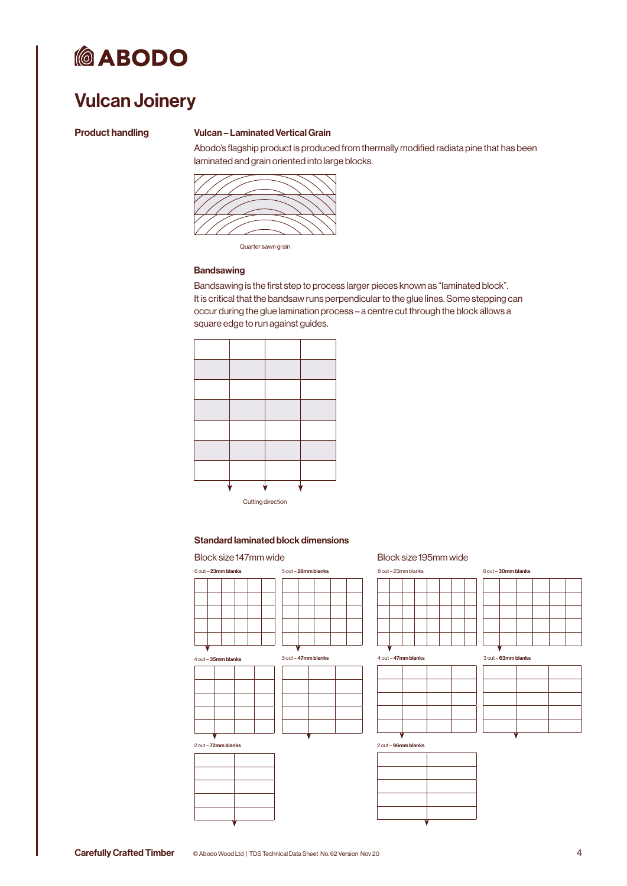# Vulcan Joinery

## Product handling

### Vulcan – Laminated Vertical Grain

Abodo's flagship product is produced from thermally modified radiata pine that has been laminated and grain oriented into large blocks.

Quarter sawn grain

### Bandsawing

Bandsawing is the first step to process larger pieces known as "laminated block". It is critical that the bandsaw runs perpendicular to the glue lines. Some stepping can occur during the glue lamination process – a centre cut through the block allows a square edge to run against guides.

Cutting direction

### Standard laminated block dimensions

**Block size 147mm wide**

6 out – **23mm blanks**

5 out – **28mm blanks**

4 out – **35mm blanks**

3 out – **47mm blanks**

2 out – **72mm blanks**

**Block size 195mm wide**

8 out – 23mm blanks

6 out – **30mm blanks**

4 out – **47mm blanks**

3 out – **63mm blanks**

2 out – **96mm blanks**

Carefully Crafted Timber

© Abodo Wood Ltd | TDS Technical Data Sheet No. 62 Version Nov 20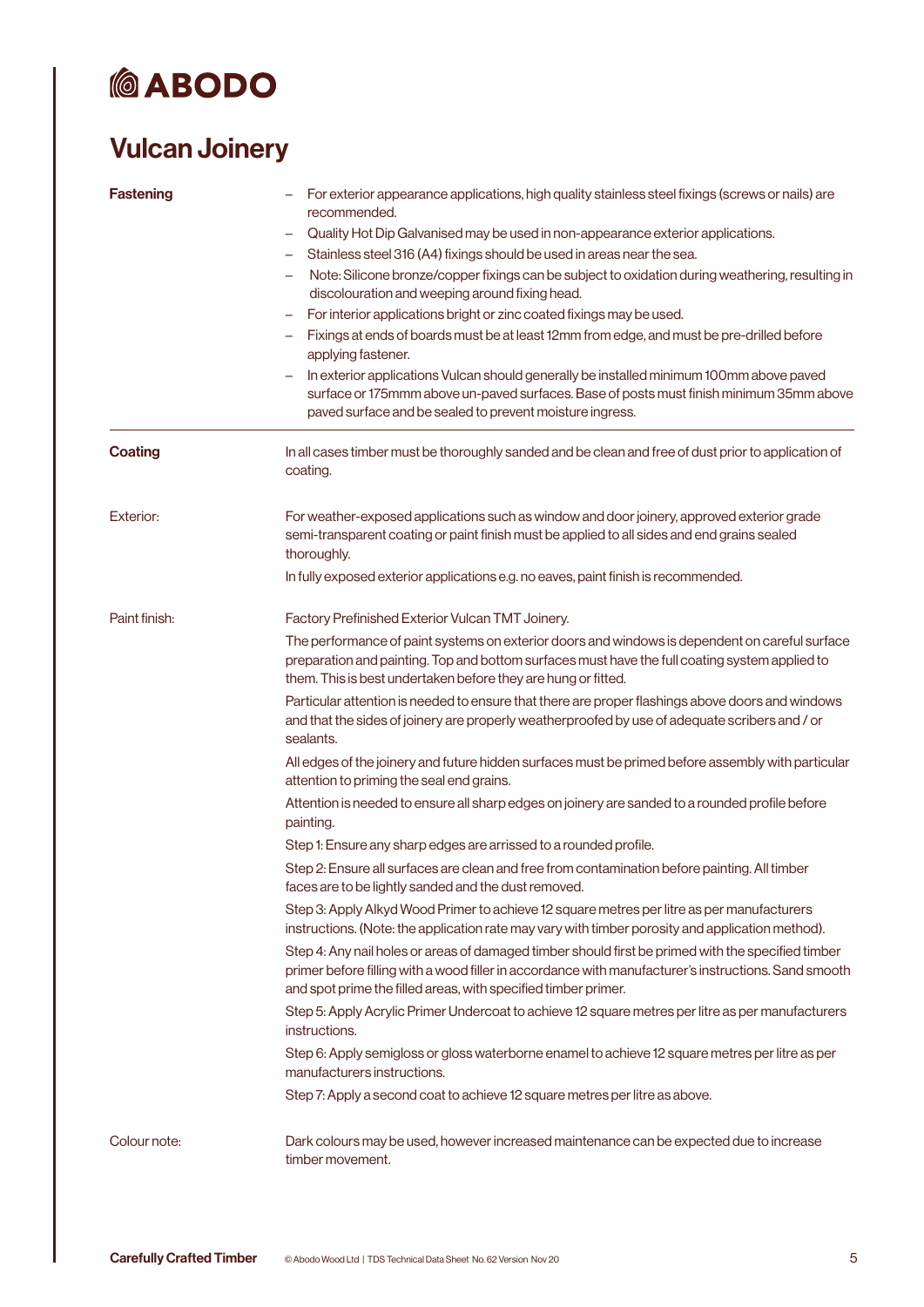# Vulcan Joinery

**Fastening**

- For exterior appearance applications, high quality stainless steel fixings (screws or nails) are recommended.
- Quality Hot Dip Galvanised may be used in non-appearance exterior applications.
- Stainless steel 316 (A4) fixings should be used in areas near the sea.
- Note: Silicone bronze/copper fixings can be subject to oxidation during weathering, resulting in discolouration and weeping around fixing head.
- For interior applications bright or zinc coated fixings may be used.
- Fixings at ends of boards must be at least 12mm from edge, and must be pre-drilled before applying fastener.
- In exterior applications Vulcan should generally be installed minimum 100mm above paved surface or 175mmm above un-paved surfaces. Base of posts must finish minimum 35mm above paved surface and be sealed to prevent moisture ingress.

---

**Coating**

In all cases timber must be thoroughly sanded and be clean and free of dust prior to application of coating.

Exterior:

For weather-exposed applications such as window and door joinery, approved exterior grade semi-transparent coating or paint finish must be applied to all sides and end grains sealed thoroughly.

In fully exposed exterior applications e.g. no eaves, paint finish is recommended.

Paint finish:

Factory Prefinished Exterior Vulcan TMT Joinery.

The performance of paint systems on exterior doors and windows is dependent on careful surface preparation and painting. Top and bottom surfaces must have the full coating system applied to them. This is best undertaken before they are hung or fitted.

Particular attention is needed to ensure that there are proper flashings above doors and windows and that the sides of joinery are properly weatherproofed by use of adequate scribers and / or sealants.

All edges of the joinery and future hidden surfaces must be primed before assembly with particular attention to priming the seal end grains.

Attention is needed to ensure all sharp edges on joinery are sanded to a rounded profile before painting.

Step 1: Ensure any sharp edges are arrissed to a rounded profile.

Step 2: Ensure all surfaces are clean and free from contamination before painting. All timber faces are to be lightly sanded and the dust removed.

Step 3: Apply Alkyd Wood Primer to achieve 12 square metres per litre as per manufacturers instructions. (Note: the application rate may vary with timber porosity and application method).

Step 4: Any nail holes or areas of damaged timber should first be primed with the specified timber primer before filling with a wood filler in accordance with manufacturer's instructions. Sand smooth and spot prime the filled areas, with specified timber primer.

Step 5: Apply Acrylic Primer Undercoat to achieve 12 square metres per litre as per manufacturers instructions.

Step 6: Apply semigloss or gloss waterborne enamel to achieve 12 square metres per litre as per manufacturers instructions.

Step 7: Apply a second coat to achieve 12 square metres per litre as above.

Colour note:

Dark colours may be used, however increased maintenance can be expected due to increase timber movement.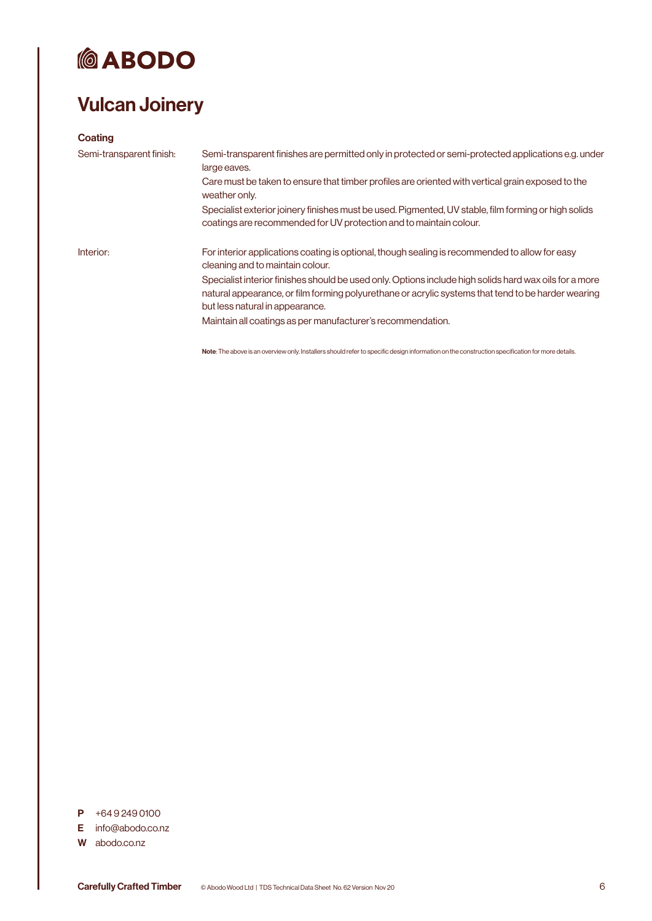# ABODO

## Vulcan Joinery

### Coating

| | |
|---|---|
| Semi-transparent finish: | Semi-transparent finishes are permitted only in protected or semi-protected applications e.g. under large eaves.<br>Care must be taken to ensure that timber profiles are oriented with vertical grain exposed to the weather only.<br>Specialist exterior joinery finishes must be used. Pigmented, UV stable, film forming or high solids coatings are recommended for UV protection and to maintain colour. |
| Interior: | For interior applications coating is optional, though sealing is recommended to allow for easy cleaning and to maintain colour.<br>Specialist interior finishes should be used only. Options include high solids hard wax oils for a more natural appearance, or film forming polyurethane or acrylic systems that tend to be harder wearing but less natural in appearance.<br>Maintain all coatings as per manufacturer's recommendation. |

**Note**: The above is an overview only. Installers should refer to specific design information on the construction specification for more details.

**P** +64 9 249 0100
**E** info@abodo.co.nz
**W** abodo.co.nz

**Carefully Crafted Timber** © Abodo Wood Ltd | TDS Technical Data Sheet No. 62 Version Nov 20